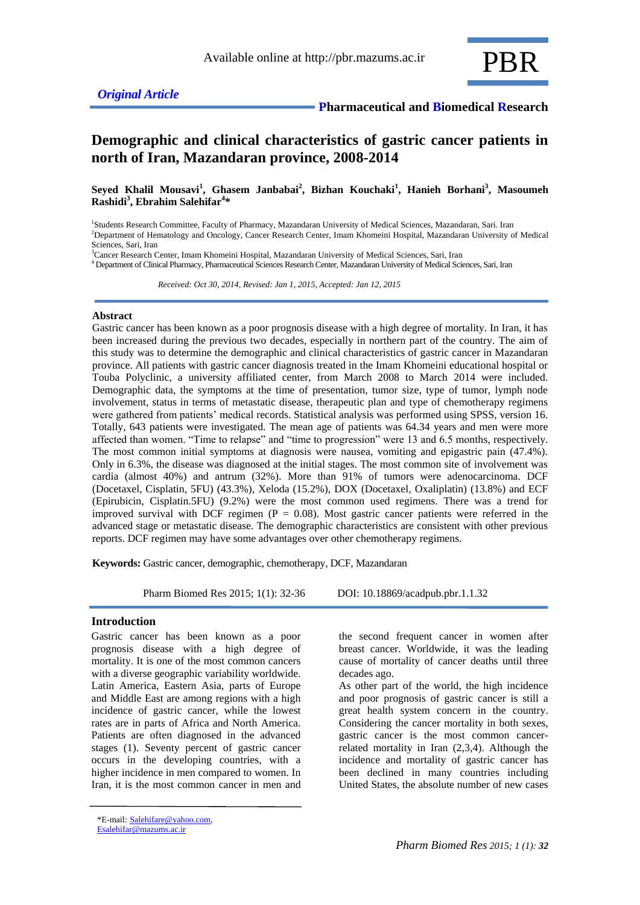*Original Article*

**Pharmaceutical and Biomedical Research**

# Demographic and clinical characteristics of gastric cancer patients in north of Iran, Mazandaran province, 2008-2014

**Seyed Khalil Mousavi[1], Ghasem Janbabai[2], Bizhan Kouchaki[1], Hanieh Borhani[3], Masoumeh Rashidi[3], Ebrahim Salehifar[4]***

[1]Students Research Committee, Faculty of Pharmacy, Mazandaran University of Medical Sciences, Mazandaran, Sari. Iran
[2]Department of Hematology and Oncology, Cancer Research Center, Imam Khomeini Hospital, Mazandaran University of Medical Sciences, Sari, Iran
[3]Cancer Research Center, Imam Khomeini Hospital, Mazandaran University of Medical Sciences, Sari, Iran
[4] Department of Clinical Pharmacy, Pharmaceutical Sciences Research Center, Mazandaran University of Medical Sciences, Sari, Iran

*Received: Oct 30, 2014, Revised: Jan 1, 2015, Accepted: Jan 12, 2015*

## Abstract

Gastric cancer has been known as a poor prognosis disease with a high degree of mortality. In Iran, it has been increased during the previous two decades, especially in northern part of the country. The aim of this study was to determine the demographic and clinical characteristics of gastric cancer in Mazandaran province. All patients with gastric cancer diagnosis treated in the Imam Khomeini educational hospital or Touba Polyclinic, a university affiliated center, from March 2008 to March 2014 were included. Demographic data, the symptoms at the time of presentation, tumor size, type of tumor, lymph node involvement, status in terms of metastatic disease, therapeutic plan and type of chemotherapy regimens were gathered from patients' medical records. Statistical analysis was performed using SPSS, version 16. Totally, 643 patients were investigated. The mean age of patients was 64.34 years and men were more affected than women. "Time to relapse" and "time to progression" were 13 and 6.5 months, respectively. The most common initial symptoms at diagnosis were nausea, vomiting and epigastric pain (47.4%). Only in 6.3%, the disease was diagnosed at the initial stages. The most common site of involvement was cardia (almost 40%) and antrum (32%). More than 91% of tumors were adenocarcinoma. DCF (Docetaxel, Cisplatin, 5FU) (43.3%), Xeloda (15.2%), DOX (Docetaxel, Oxaliplatin) (13.8%) and ECF (Epirubicin, Cisplatin.5FU) (9.2%) were the most common used regimens. There was a trend for improved survival with DCF regimen ($P = 0.08$). Most gastric cancer patients were referred in the advanced stage or metastatic disease. The demographic characteristics are consistent with other previous reports. DCF regimen may have some advantages over other chemotherapy regimens.

**Keywords:** Gastric cancer, demographic, chemotherapy, DCF, Mazandaran

Pharm Biomed Res 2015; 1(1): 32-36 DOI: 10.18869/acadpub.pbr.1.1.32

## Introduction

Gastric cancer has been known as a poor prognosis disease with a high degree of mortality. It is one of the most common cancers with a diverse geographic variability worldwide. Latin America, Eastern Asia, parts of Europe and Middle East are among regions with a high incidence of gastric cancer, while the lowest rates are in parts of Africa and North America. Patients are often diagnosed in the advanced stages (1). Seventy percent of gastric cancer occurs in the developing countries, with a higher incidence in men compared to women. In Iran, it is the most common cancer in men and the second frequent cancer in women after breast cancer. Worldwide, it was the leading cause of mortality of cancer deaths until three decades ago.

As other part of the world, the high incidence and poor prognosis of gastric cancer is still a great health system concern in the country. Considering the cancer mortality in both sexes, gastric cancer is the most common cancer-related mortality in Iran (2,3,4). Although the incidence and mortality of gastric cancer has been declined in many countries including United States, the absolute number of new cases

*E-mail: Salehifare@yahoo.com, Esalehifar@mazums.ac.ir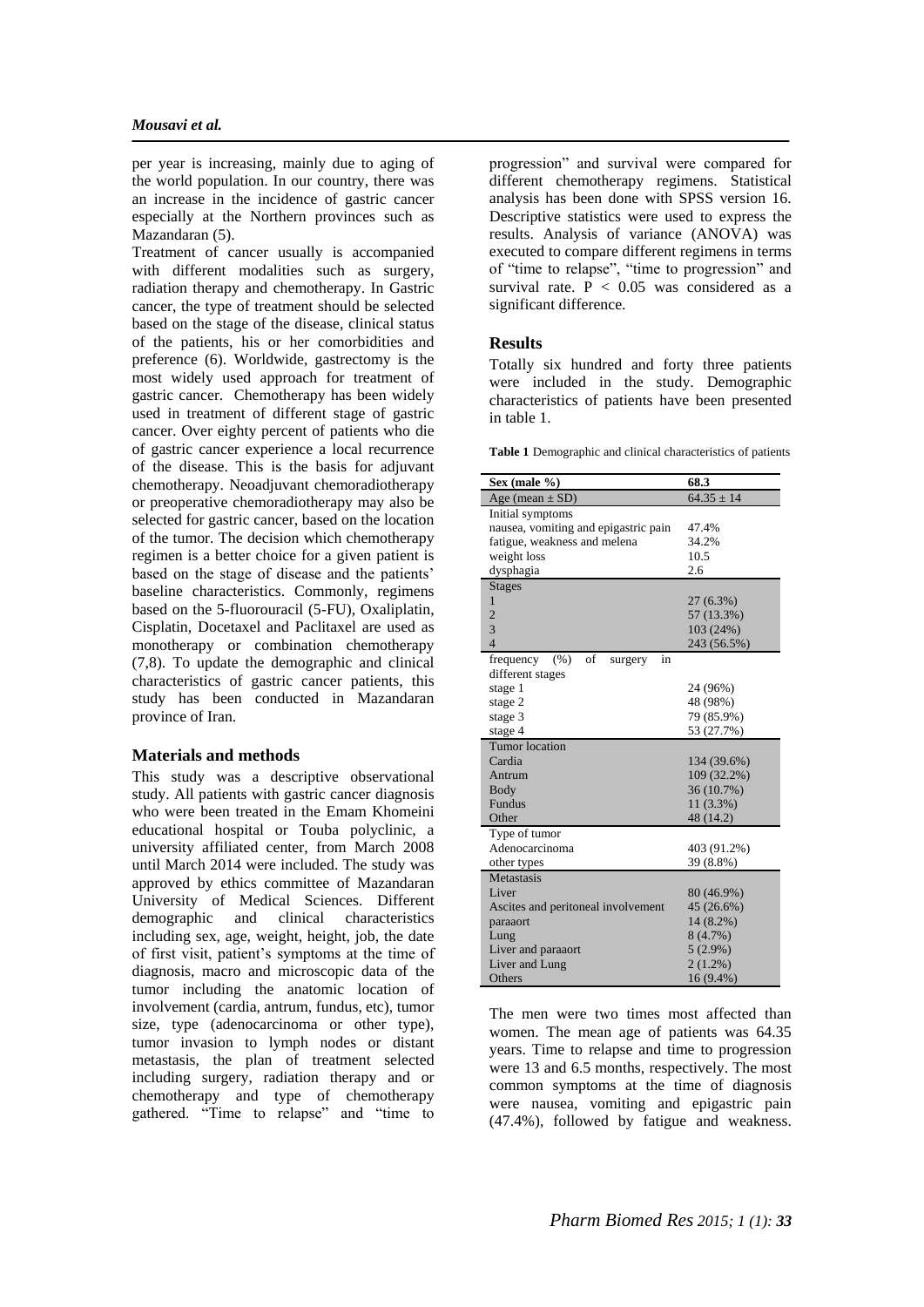per year is increasing, mainly due to aging of the world population. In our country, there was an increase in the incidence of gastric cancer especially at the Northern provinces such as Mazandaran (5).

Treatment of cancer usually is accompanied with different modalities such as surgery, radiation therapy and chemotherapy. In Gastric cancer, the type of treatment should be selected based on the stage of the disease, clinical status of the patients, his or her comorbidities and preference (6). Worldwide, gastrectomy is the most widely used approach for treatment of gastric cancer. Chemotherapy has been widely used in treatment of different stage of gastric cancer. Over eighty percent of patients who die of gastric cancer experience a local recurrence of the disease. This is the basis for adjuvant chemotherapy. Neoadjuvant chemoradiotherapy or preoperative chemoradiotherapy may also be selected for gastric cancer, based on the location of the tumor. The decision which chemotherapy regimen is a better choice for a given patient is based on the stage of disease and the patients' baseline characteristics. Commonly, regimens based on the 5-fluorouracil (5-FU), Oxaliplatin, Cisplatin, Docetaxel and Paclitaxel are used as monotherapy or combination chemotherapy (7,8). To update the demographic and clinical characteristics of gastric cancer patients, this study has been conducted in Mazandaran province of Iran.

## Materials and methods

This study was a descriptive observational study. All patients with gastric cancer diagnosis who were been treated in the Emam Khomeini educational hospital or Touba polyclinic, a university affiliated center, from March 2008 until March 2014 were included. The study was approved by ethics committee of Mazandaran University of Medical Sciences. Different demographic and clinical characteristics including sex, age, weight, height, job, the date of first visit, patient's symptoms at the time of diagnosis, macro and microscopic data of the tumor including the anatomic location of involvement (cardia, antrum, fundus, etc), tumor size, type (adenocarcinoma or other type), tumor invasion to lymph nodes or distant metastasis, the plan of treatment selected including surgery, radiation therapy and or chemotherapy and type of chemotherapy gathered. "Time to relapse" and "time to progression" and survival were compared for different chemotherapy regimens. Statistical analysis has been done with SPSS version 16. Descriptive statistics were used to express the results. Analysis of variance (ANOVA) was executed to compare different regimens in terms of "time to relapse", "time to progression" and survival rate. $P < 0.05$ was considered as a significant difference.

## Results

Totally six hundred and forty three patients were included in the study. Demographic characteristics of patients have been presented in table 1.

**Table 1** Demographic and clinical characteristics of patients

| **Sex (male %)** | **68.3** |
|---|---|
| Age (mean ± SD) | 64.35 ± 14 |
| Initial symptoms | |
| nausea, vomiting and epigastric pain | 47.4% |
| fatigue, weakness and melena | 34.2% |
| weight loss | 10.5 |
| dysphagia | 2.6 |
| Stages | |
| 1 | 27 (6.3%) |
| 2 | 57 (13.3%) |
| 3 | 103 (24%) |
| 4 | 243 (56.5%) |
| frequency (%) of surgery in different stages | |
| stage 1 | 24 (96%) |
| stage 2 | 48 (98%) |
| stage 3 | 79 (85.9%) |
| stage 4 | 53 (27.7%) |
| Tumor location | |
| Cardia | 134 (39.6%) |
| Antrum | 109 (32.2%) |
| Body | 36 (10.7%) |
| Fundus | 11 (3.3%) |
| Other | 48 (14.2) |
| Type of tumor | |
| Adenocarcinoma | 403 (91.2%) |
| other types | 39 (8.8%) |
| Metastasis | |
| Liver | 80 (46.9%) |
| Ascites and peritoneal involvement | 45 (26.6%) |
| paraaort | 14 (8.2%) |
| Lung | 8 (4.7%) |
| Liver and paraaort | 5 (2.9%) |
| Liver and Lung | 2 (1.2%) |
| Others | 16 (9.4%) |

The men were two times most affected than women. The mean age of patients was 64.35 years. Time to relapse and time to progression were 13 and 6.5 months, respectively. The most common symptoms at the time of diagnosis were nausea, vomiting and epigastric pain (47.4%), followed by fatigue and weakness.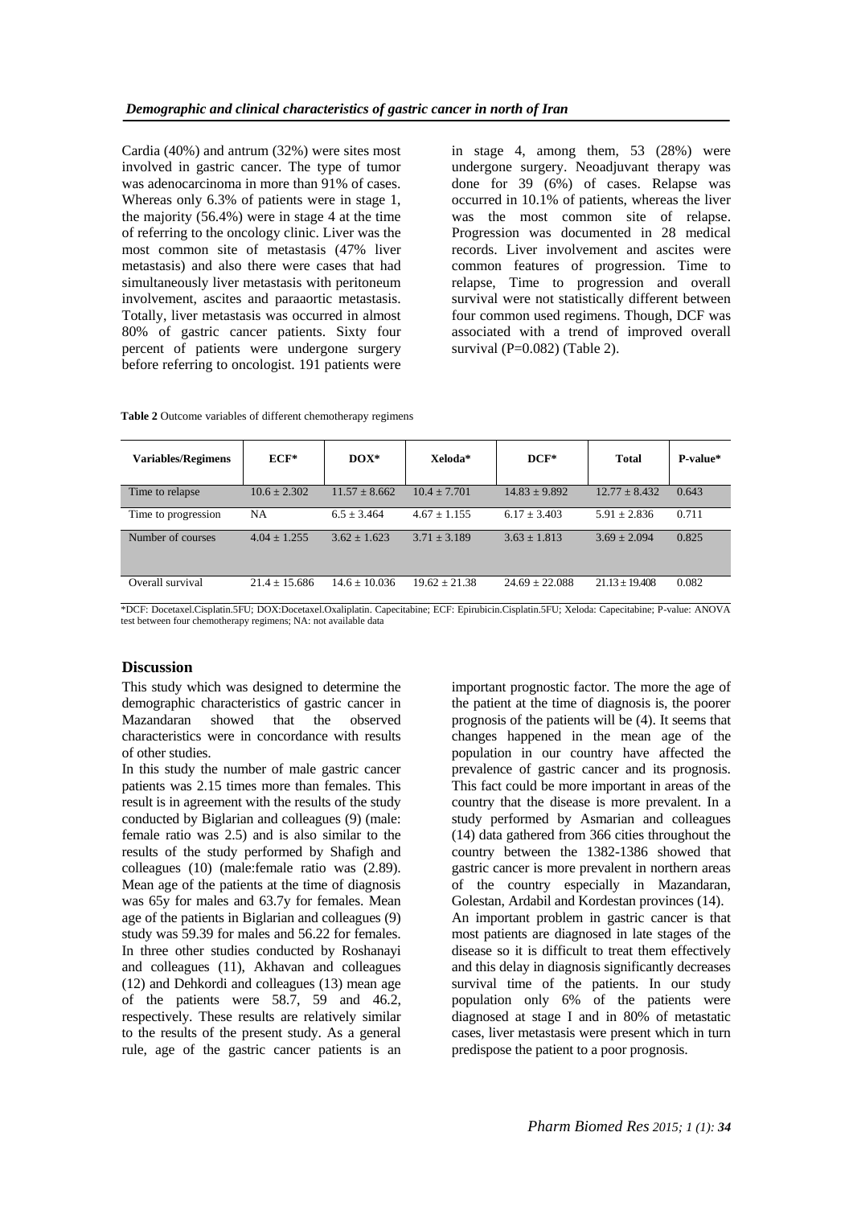Cardia (40%) and antrum (32%) were sites most involved in gastric cancer. The type of tumor was adenocarcinoma in more than 91% of cases. Whereas only 6.3% of patients were in stage 1, the majority (56.4%) were in stage 4 at the time of referring to the oncology clinic. Liver was the most common site of metastasis (47% liver metastasis) and also there were cases that had simultaneously liver metastasis with peritoneum involvement, ascites and paraaortic metastasis. Totally, liver metastasis was occurred in almost 80% of gastric cancer patients. Sixty four percent of patients were undergone surgery before referring to oncologist. 191 patients were in stage 4, among them, 53 (28%) were undergone surgery. Neoadjuvant therapy was done for 39 (6%) of cases. Relapse was occurred in 10.1% of patients, whereas the liver was the most common site of relapse. Progression was documented in 28 medical records. Liver involvement and ascites were common features of progression. Time to relapse, Time to progression and overall survival were not statistically different between four common used regimens. Though, DCF was associated with a trend of improved overall survival (P=0.082) (Table 2).

**Table 2** Outcome variables of different chemotherapy regimens

| Variables/Regimens | ECF* | DOX* | Xeloda* | DCF* | Total | P-value* |
|---|---|---|---|---|---|---|
| Time to relapse | 10.6 ± 2.302 | 11.57 ± 8.662 | 10.4 ± 7.701 | 14.83 ± 9.892 | 12.77 ± 8.432 | 0.643 |
| Time to progression | NA | 6.5 ± 3.464 | 4.67 ± 1.155 | 6.17 ± 3.403 | 5.91 ± 2.836 | 0.711 |
| Number of courses | 4.04 ± 1.255 | 3.62 ± 1.623 | 3.71 ± 3.189 | 3.63 ± 1.813 | 3.69 ± 2.094 | 0.825 |
| Overall survival | 21.4 ± 15.686 | 14.6 ± 10.036 | 19.62 ± 21.38 | 24.69 ± 22.088 | 21.13 ± 19.408 | 0.082 |

*DCF: Docetaxel.Cisplatin.5FU; DOX:Docetaxel.Oxaliplatin. Capecitabine; ECF: Epirubicin.Cisplatin.5FU; Xeloda: Capecitabine; P-value: ANOVA test between four chemotherapy regimens; NA: not available data

## Discussion

This study which was designed to determine the demographic characteristics of gastric cancer in Mazandaran showed that the observed characteristics were in concordance with results of other studies.

In this study the number of male gastric cancer patients was 2.15 times more than females. This result is in agreement with the results of the study conducted by Biglarian and colleagues (9) (male: female ratio was 2.5) and is also similar to the results of the study performed by Shafigh and colleagues (10) (male:female ratio was (2.89). Mean age of the patients at the time of diagnosis was 65y for males and 63.7y for females. Mean age of the patients in Biglarian and colleagues (9) study was 59.39 for males and 56.22 for females. In three other studies conducted by Roshanayi and colleagues (11), Akhavan and colleagues (12) and Dehkordi and colleagues (13) mean age of the patients were 58.7, 59 and 46.2, respectively. These results are relatively similar to the results of the present study. As a general rule, age of the gastric cancer patients is an important prognostic factor. The more the age of the patient at the time of diagnosis is, the poorer prognosis of the patients will be (4). It seems that changes happened in the mean age of the population in our country have affected the prevalence of gastric cancer and its prognosis. This fact could be more important in areas of the country that the disease is more prevalent. In a study performed by Asmarian and colleagues (14) data gathered from 366 cities throughout the country between the 1382-1386 showed that gastric cancer is more prevalent in northern areas of the country especially in Mazandaran, Golestan, Ardabil and Kordestan provinces (14).

An important problem in gastric cancer is that most patients are diagnosed in late stages of the disease so it is difficult to treat them effectively and this delay in diagnosis significantly decreases survival time of the patients. In our study population only 6% of the patients were diagnosed at stage I and in 80% of metastatic cases, liver metastasis were present which in turn predispose the patient to a poor prognosis.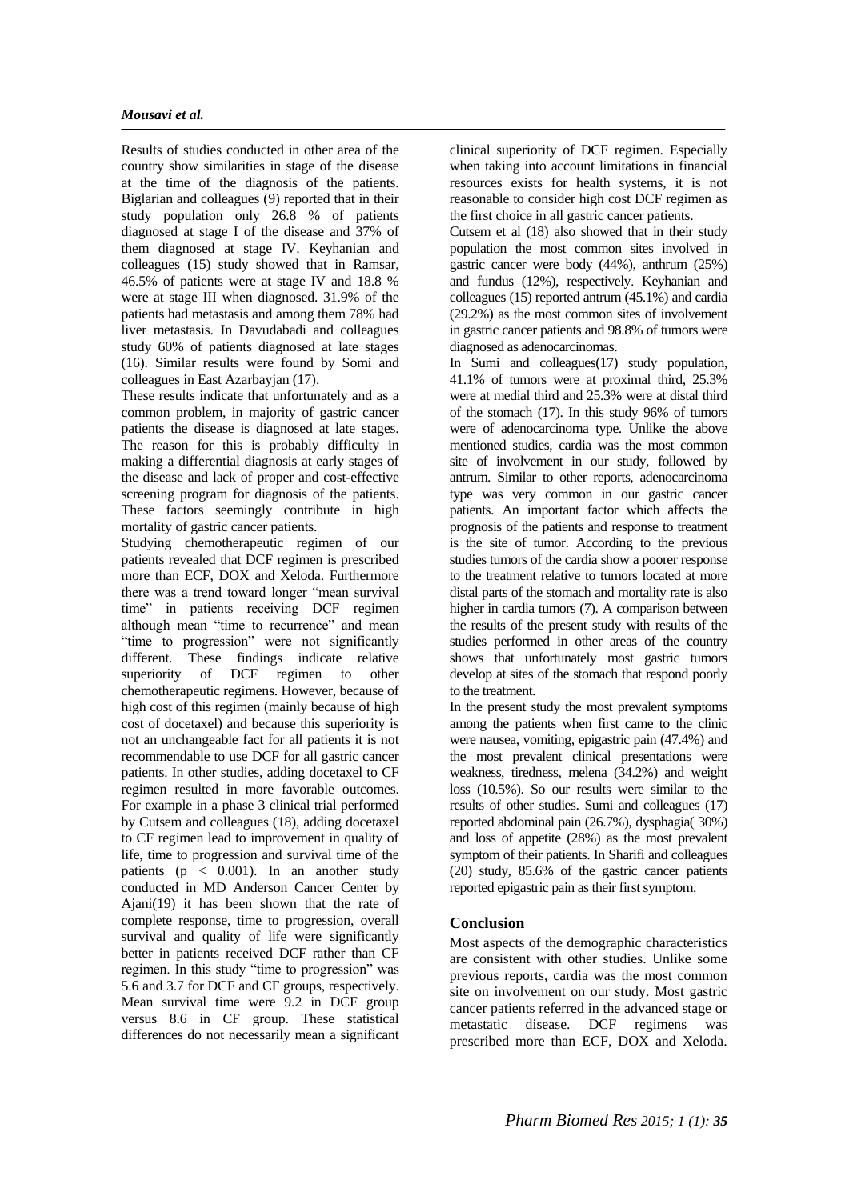Results of studies conducted in other area of the country show similarities in stage of the disease at the time of the diagnosis of the patients. Biglarian and colleagues (9) reported that in their study population only 26.8 % of patients diagnosed at stage I of the disease and 37% of them diagnosed at stage IV. Keyhanian and colleagues (15) study showed that in Ramsar, 46.5% of patients were at stage IV and 18.8 % were at stage III when diagnosed. 31.9% of the patients had metastasis and among them 78% had liver metastasis. In Davudabadi and colleagues study 60% of patients diagnosed at late stages (16). Similar results were found by Somi and colleagues in East Azarbayjan (17).

These results indicate that unfortunately and as a common problem, in majority of gastric cancer patients the disease is diagnosed at late stages. The reason for this is probably difficulty in making a differential diagnosis at early stages of the disease and lack of proper and cost-effective screening program for diagnosis of the patients. These factors seemingly contribute in high mortality of gastric cancer patients.

Studying chemotherapeutic regimen of our patients revealed that DCF regimen is prescribed more than ECF, DOX and Xeloda. Furthermore there was a trend toward longer "mean survival time" in patients receiving DCF regimen although mean "time to recurrence" and mean "time to progression" were not significantly different. These findings indicate relative superiority of DCF regimen to other chemotherapeutic regimens. However, because of high cost of this regimen (mainly because of high cost of docetaxel) and because this superiority is not an unchangeable fact for all patients it is not recommendable to use DCF for all gastric cancer patients. In other studies, adding docetaxel to CF regimen resulted in more favorable outcomes. For example in a phase 3 clinical trial performed by Cutsem and colleagues (18), adding docetaxel to CF regimen lead to improvement in quality of life, time to progression and survival time of the patients ($p < 0.001$). In an another study conducted in MD Anderson Cancer Center by Ajani(19) it has been shown that the rate of complete response, time to progression, overall survival and quality of life were significantly better in patients received DCF rather than CF regimen. In this study "time to progression" was 5.6 and 3.7 for DCF and CF groups, respectively. Mean survival time were 9.2 in DCF group versus 8.6 in CF group. These statistical differences do not necessarily mean a significant clinical superiority of DCF regimen. Especially when taking into account limitations in financial resources exists for health systems, it is not reasonable to consider high cost DCF regimen as the first choice in all gastric cancer patients.

Cutsem et al (18) also showed that in their study population the most common sites involved in gastric cancer were body (44%), anthrum (25%) and fundus (12%), respectively. Keyhanian and colleagues (15) reported antrum (45.1%) and cardia (29.2%) as the most common sites of involvement in gastric cancer patients and 98.8% of tumors were diagnosed as adenocarcinomas.

In Sumi and colleagues(17) study population, 41.1% of tumors were at proximal third, 25.3% were at medial third and 25.3% were at distal third of the stomach (17). In this study 96% of tumors were of adenocarcinoma type. Unlike the above mentioned studies, cardia was the most common site of involvement in our study, followed by antrum. Similar to other reports, adenocarcinoma type was very common in our gastric cancer patients. An important factor which affects the prognosis of the patients and response to treatment is the site of tumor. According to the previous studies tumors of the cardia show a poorer response to the treatment relative to tumors located at more distal parts of the stomach and mortality rate is also higher in cardia tumors (7). A comparison between the results of the present study with results of the studies performed in other areas of the country shows that unfortunately most gastric tumors develop at sites of the stomach that respond poorly to the treatment.

In the present study the most prevalent symptoms among the patients when first came to the clinic were nausea, vomiting, epigastric pain (47.4%) and the most prevalent clinical presentations were weakness, tiredness, melena (34.2%) and weight loss (10.5%). So our results were similar to the results of other studies. Sumi and colleagues (17) reported abdominal pain (26.7%), dysphagia( 30%) and loss of appetite (28%) as the most prevalent symptom of their patients. In Sharifi and colleagues (20) study, 85.6% of the gastric cancer patients reported epigastric pain as their first symptom.

## Conclusion

Most aspects of the demographic characteristics are consistent with other studies. Unlike some previous reports, cardia was the most common site on involvement on our study. Most gastric cancer patients referred in the advanced stage or metastatic disease. DCF regimens was prescribed more than ECF, DOX and Xeloda.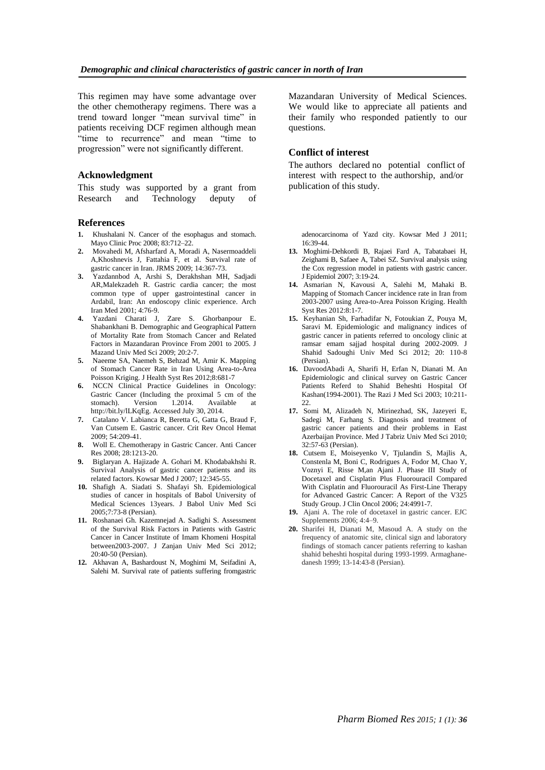This regimen may have some advantage over the other chemotherapy regimens. There was a trend toward longer "mean survival time" in patients receiving DCF regimen although mean "time to recurrence" and mean "time to progression" were not significantly different.

### Acknowledgment

This study was supported by a grant from Research and Technology deputy of Mazandaran University of Medical Sciences. We would like to appreciate all patients and their family who responded patiently to our questions.

### Conflict of interest

The authors declared no potential conflict of interest with respect to the authorship, and/or publication of this study.

### References

1. Khushalani N. Cancer of the esophagus and stomach. Mayo Clinic Proc 2008; 83:712–22.
2. Movahedi M, Afsharfard A, Moradi A, Nasermoaddeli A,Khoshnevis J, Fattahia F, et al. Survival rate of gastric cancer in Iran. JRMS 2009; 14:367-73.
3. Yazdannbod A, Arshi S, Derakhshan MH, Sadjadi AR,Malekzadeh R. Gastric cardia cancer; the most common type of upper gastrointestinal cancer in Ardabil, Iran: An endoscopy clinic experience. Arch Iran Med 2001; 4:76-9.
4. Yazdani Charati J, Zare S. Ghorbanpour E. Shabankhani B. Demographic and Geographical Pattern of Mortality Rate from Stomach Cancer and Related Factors in Mazandaran Province From 2001 to 2005. J Mazand Univ Med Sci 2009; 20:2-7.
5. Naeeme SA, Naemeh S, Behzad M, Amir K. Mapping of Stomach Cancer Rate in Iran Using Area-to-Area Poisson Kriging. J Health Syst Res 2012;8:681-7
6. NCCN Clinical Practice Guidelines in Oncology: Gastric Cancer (Including the proximal 5 cm of the stomach). Version 1.2014. Available at http://bit.ly/lLKqEg. Accessed July 30, 2014.
7. Catalano V. Labianca R, Beretta G, Gatta G, Braud F, Van Cutsem E. Gastric cancer. Crit Rev Oncol Hemat 2009; 54:209-41.
8. Woll E. Chemotherapy in Gastric Cancer. Anti Cancer Res 2008; 28:1213-20.
9. Biglaryan A. Hajizade A. Gohari M. Khodabakhshi R. Survival Analysis of gastric cancer patients and its related factors. Kowsar Med J 2007; 12:345-55.
10. Shafigh A. Siadati S. Shafayi Sh. Epidemiological studies of cancer in hospitals of Babol University of Medical Sciences 13years. J Babol Univ Med Sci 2005;7:73-8 (Persian).
11. Roshanaei Gh. Kazemnejad A. Sadighi S. Assessment of the Survival Risk Factors in Patients with Gastric Cancer in Cancer Institute of Imam Khomeni Hospital between2003-2007. J Zanjan Univ Med Sci 2012; 20:40-50 (Persian).
12. Akhavan A, Bashardoust N, Moghimi M, Seifadini A, Salehi M. Survival rate of patients suffering fromgastric adenocarcinoma of Yazd city. Kowsar Med J 2011; 16:39-44.
13. Moghimi-Dehkordi B, Rajaei Fard A, Tabatabaei H, Zeighami B, Safaee A, Tabei SZ. Survival analysis using the Cox regression model in patients with gastric cancer. J Epidemiol 2007; 3:19-24.
14. Asmarian N, Kavousi A, Salehi M, Mahaki B. Mapping of Stomach Cancer incidence rate in Iran from 2003-2007 using Area-to-Area Poisson Kriging. Health Syst Res 2012:8:1-7.
15. Keyhanian Sh, Farhadifar N, Fotoukian Z, Pouya M, Saravi M. Epidemiologic and malignancy indices of gastric cancer in patients referred to oncology clinic at ramsar emam sajjad hospital during 2002-2009. J Shahid Sadoughi Univ Med Sci 2012; 20: 110-8 (Persian).
16. DavoodAbadi A, Sharifi H, Erfan N, Dianati M. An Epidemiologic and clinical survey on Gastric Cancer Patients Referd to Shahid Beheshti Hospital Of Kashan(1994-2001). The Razi J Med Sci 2003; 10:211-22.
17. Somi M, Alizadeh N, Mirinezhad, SK, Jazeyeri E, Sadegi M, Farhang S. Diagnosis and treatment of gastric cancer patients and their problems in East Azerbaijan Province. Med J Tabriz Univ Med Sci 2010; 32:57-63 (Persian).
18. Cutsem E, Moiseyenko V, Tjulandin S, Majlis A, Constenla M, Boni C, Rodrigues A, Fodor M, Chao Y, Voznyi E, Risse M,an Ajani J. Phase III Study of Docetaxel and Cisplatin Plus Fluorouracil Compared With Cisplatin and Fluorouracil As First-Line Therapy for Advanced Gastric Cancer: A Report of the V325 Study Group. J Clin Oncol 2006; 24:4991-7.
19. Ajani A. The role of docetaxel in gastric cancer. EJC Supplements 2006; 4:4–9.
20. Sharifei H, Dianati M, Masoud A. A study on the frequency of anatomic site, clinical sign and laboratory findings of stomach cancer patients referring to kashan shahid beheshti hospital during 1993-1999. Armaghane-danesh 1999; 13-14:43-8 (Persian).